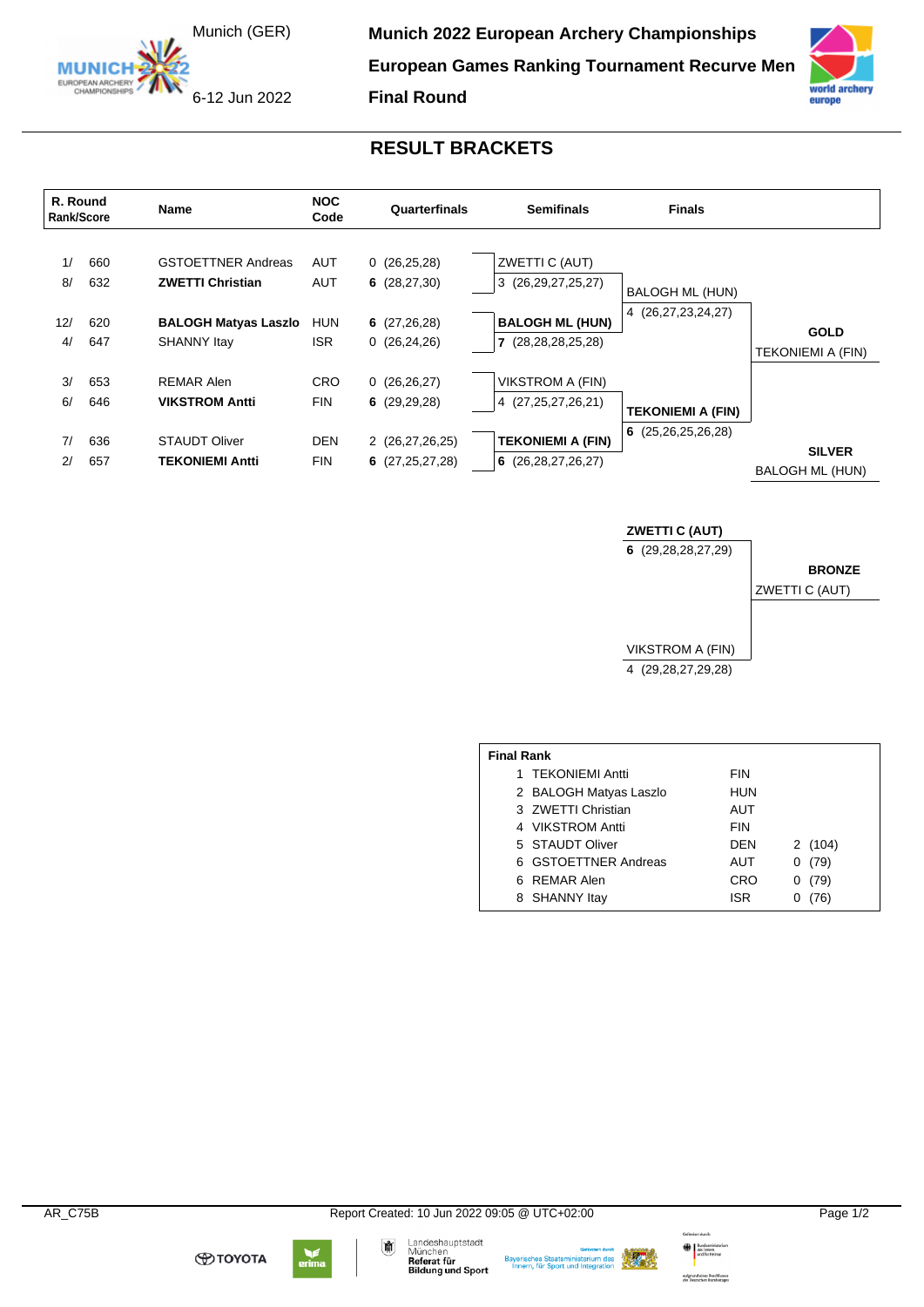Munich (GER)

6-12 Jun 2022

# Munich 2022 European Archery Championships

## European Games Ranking Tournament Recurve Men

## Final Round

## RESULT BRACKETS

| R. Round Rank/Score | | Name | NOC Code | Quarterfinals | Semifinals | Finals | |
|---|---|---|---|---|---|---|---|
| 1/ | 660 | GSTOETTNER Andreas | AUT | 0 (26,25,28) | ZWETTI C (AUT) | | |
| 8/ | 632 | **ZWETTI Christian** | AUT | **6** (28,27,30) | 3 (26,29,27,25,27) | BALOGH ML (HUN) | |
| 12/ | 620 | **BALOGH Matyas Laszlo** | HUN | **6** (27,26,28) | **BALOGH ML (HUN)** | 4 (26,27,23,24,27) | **GOLD** |
| 4/ | 647 | SHANNY Itay | ISR | 0 (26,24,26) | **7** (28,28,28,25,28) | | TEKONIEMI A (FIN) |
| 3/ | 653 | REMAR Alen | CRO | 0 (26,26,27) | VIKSTROM A (FIN) | | |
| 6/ | 646 | **VIKSTROM Antti** | FIN | **6** (29,29,28) | 4 (27,25,27,26,21) | **TEKONIEMI A (FIN)** | |
| 7/ | 636 | STAUDT Oliver | DEN | 2 (26,27,26,25) | **TEKONIEMI A (FIN)** | **6** (25,26,25,26,28) | **SILVER** |
| 2/ | 657 | **TEKONIEMI Antti** | FIN | **6** (27,25,27,28) | **6** (26,28,27,26,27) | | BALOGH ML (HUN) |

**Bronze Match**

| Finals | |
|---|---|
| **ZWETTI C (AUT)** | |
| **6** (29,28,28,27,29) | **BRONZE** |
| | ZWETTI C (AUT) |
| VIKSTROM A (FIN) | |
| 4 (29,28,27,29,28) | |

**Final Rank**

| Rank | Name | NOC | |
|---|---|---|---|
| 1 | TEKONIEMI Antti | FIN | |
| 2 | BALOGH Matyas Laszlo | HUN | |
| 3 | ZWETTI Christian | AUT | |
| 4 | VIKSTROM Antti | FIN | |
| 5 | STAUDT Oliver | DEN | 2 (104) |
| 6 | GSTOETTNER Andreas | AUT | 0 (79) |
| 6 | REMAR Alen | CRO | 0 (79) |
| 8 | SHANNY Itay | ISR | 0 (76) |

AR_C75B    Report Created: 10 Jun 2022 09:05 @ UTC+02:00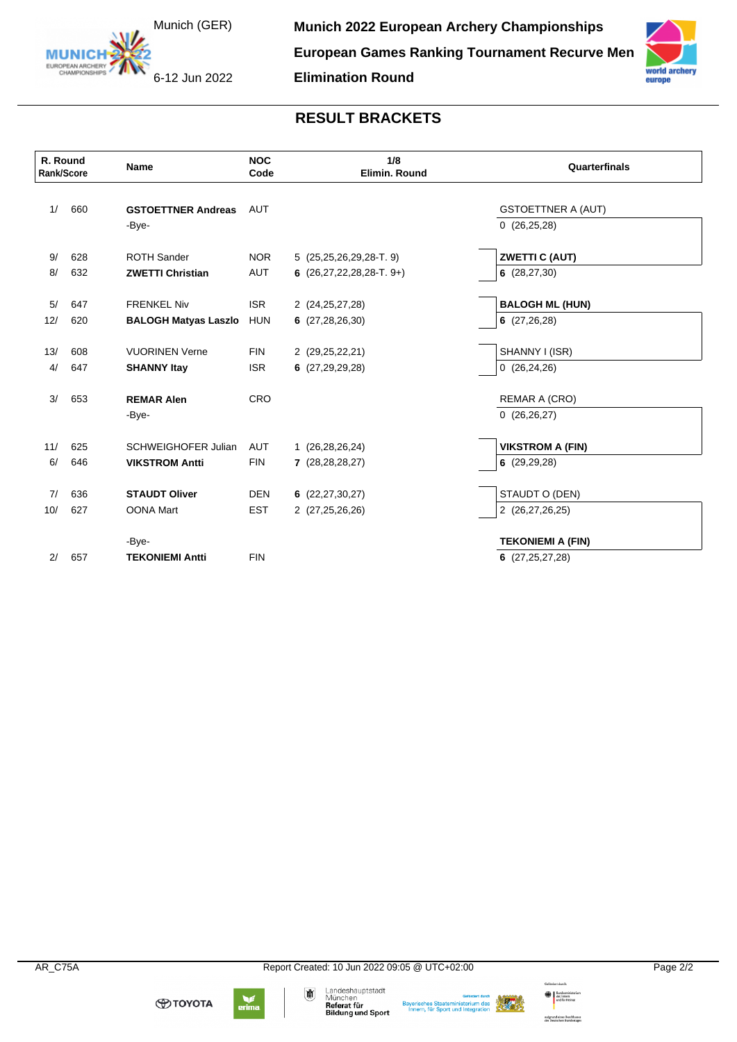# Munich 2022 European Archery Championships

**European Games Ranking Tournament Recurve Men**

**Elimination Round**

Munich (GER)

6-12 Jun 2022

## RESULT BRACKETS

| R. Round Rank/Score | | Name | NOC Code | 1/8 Elimin. Round | Quarterfinals |
|---|---|---|---|---|---|
| 1/ | 660 | **GSTOETTNER Andreas** | AUT | | GSTOETTNER A (AUT) |
| | | -Bye- | | | 0 (26,25,28) |
| 9/ | 628 | ROTH Sander | NOR | 5 (25,25,26,29,28-T. 9) | **ZWETTI C (AUT)** |
| 8/ | 632 | **ZWETTI Christian** | AUT | **6** (26,27,22,28,28-T. 9+) | **6** (28,27,30) |
| 5/ | 647 | FRENKEL Niv | ISR | 2 (24,25,27,28) | **BALOGH ML (HUN)** |
| 12/ | 620 | **BALOGH Matyas Laszlo** | HUN | **6** (27,28,26,30) | **6** (27,26,28) |
| 13/ | 608 | VUORINEN Verne | FIN | 2 (29,25,22,21) | SHANNY I (ISR) |
| 4/ | 647 | **SHANNY Itay** | ISR | **6** (27,29,29,28) | 0 (26,24,26) |
| 3/ | 653 | **REMAR Alen** | CRO | | REMAR A (CRO) |
| | | -Bye- | | | 0 (26,26,27) |
| 11/ | 625 | SCHWEIGHOFER Julian | AUT | 1 (26,28,26,24) | **VIKSTROM A (FIN)** |
| 6/ | 646 | **VIKSTROM Antti** | FIN | **7** (28,28,28,27) | **6** (29,29,28) |
| 7/ | 636 | **STAUDT Oliver** | DEN | **6** (22,27,30,27) | STAUDT O (DEN) |
| 10/ | 627 | OONA Mart | EST | 2 (27,25,26,26) | 2 (26,27,26,25) |
| | | -Bye- | | | **TEKONIEMI A (FIN)** |
| 2/ | 657 | **TEKONIEMI Antti** | FIN | | **6** (27,25,27,28) |

AR_C75A Report Created: 10 Jun 2022 09:05 @ UTC+02:00